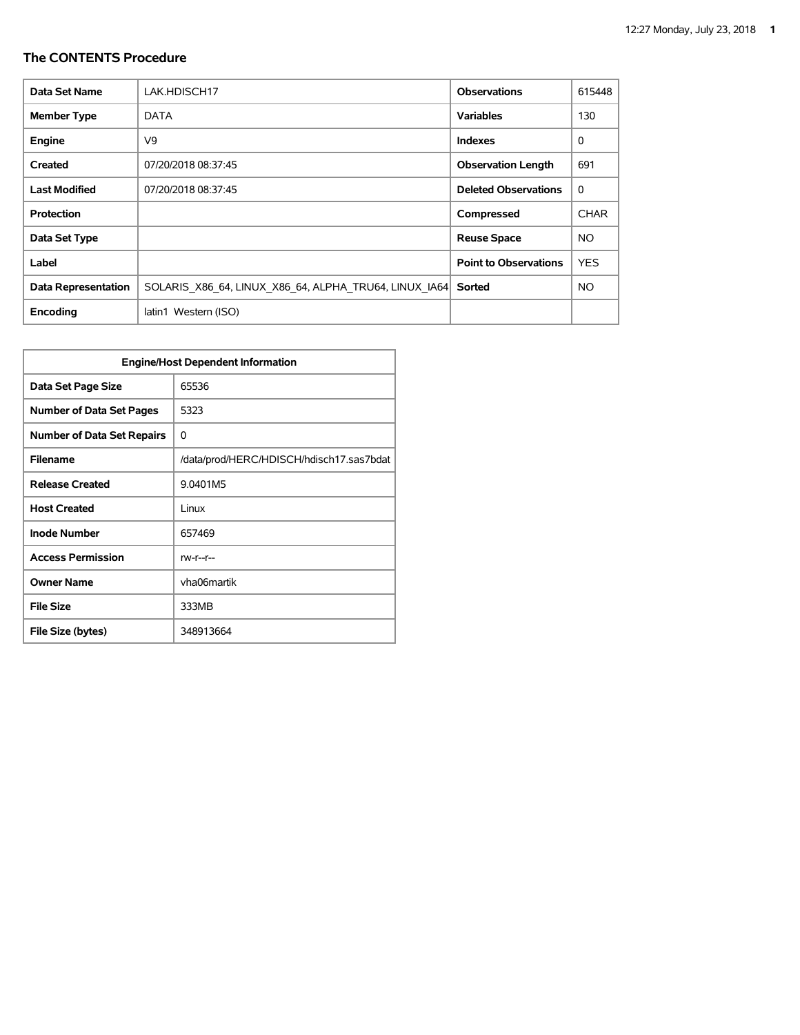## The CONTENTS Procedure

| Data Set Name | LAK.HDISCH17 | Observations | 615448 |
|---|---|---|---|
| Member Type | DATA | Variables | 130 |
| Engine | V9 | Indexes | 0 |
| Created | 07/20/2018 08:37:45 | Observation Length | 691 |
| Last Modified | 07/20/2018 08:37:45 | Deleted Observations | 0 |
| Protection | | Compressed | CHAR |
| Data Set Type | | Reuse Space | NO |
| Label | | Point to Observations | YES |
| Data Representation | SOLARIS_X86_64, LINUX_X86_64, ALPHA_TRU64, LINUX_IA64 | Sorted | NO |
| Encoding | latin1 Western (ISO) | | |

| Engine/Host Dependent Information | |
|---|---|
| Data Set Page Size | 65536 |
| Number of Data Set Pages | 5323 |
| Number of Data Set Repairs | 0 |
| Filename | /data/prod/HERC/HDISCH/hdisch17.sas7bdat |
| Release Created | 9.0401M5 |
| Host Created | Linux |
| Inode Number | 657469 |
| Access Permission | rw-r--r-- |
| Owner Name | vha06martik |
| File Size | 333MB |
| File Size (bytes) | 348913664 |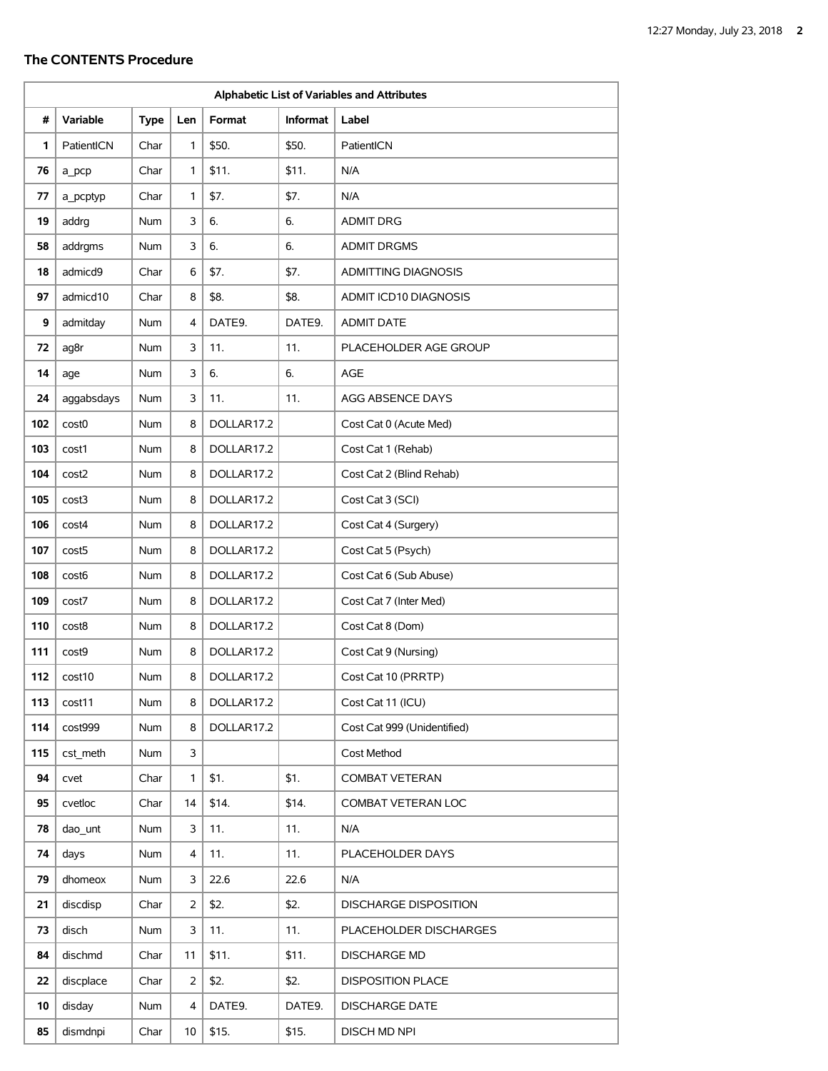## The CONTENTS Procedure

| Alphabetic List of Variables and Attributes | | | | | | |
|---|---|---|---|---|---|---|
| # | Variable | Type | Len | Format | Informat | Label |
| 1 | PatientICN | Char | 1 | $50. | $50. | PatientICN |
| 76 | a_pcp | Char | 1 | $11. | $11. | N/A |
| 77 | a_pcptyp | Char | 1 | $7. | $7. | N/A |
| 19 | addrg | Num | 3 | 6. | 6. | ADMIT DRG |
| 58 | addrgms | Num | 3 | 6. | 6. | ADMIT DRGMS |
| 18 | admicd9 | Char | 6 | $7. | $7. | ADMITTING DIAGNOSIS |
| 97 | admicd10 | Char | 8 | $8. | $8. | ADMIT ICD10 DIAGNOSIS |
| 9 | admitday | Num | 4 | DATE9. | DATE9. | ADMIT DATE |
| 72 | ag8r | Num | 3 | 11. | 11. | PLACEHOLDER AGE GROUP |
| 14 | age | Num | 3 | 6. | 6. | AGE |
| 24 | aggabsdays | Num | 3 | 11. | 11. | AGG ABSENCE DAYS |
| 102 | cost0 | Num | 8 | DOLLAR17.2 | | Cost Cat 0 (Acute Med) |
| 103 | cost1 | Num | 8 | DOLLAR17.2 | | Cost Cat 1 (Rehab) |
| 104 | cost2 | Num | 8 | DOLLAR17.2 | | Cost Cat 2 (Blind Rehab) |
| 105 | cost3 | Num | 8 | DOLLAR17.2 | | Cost Cat 3 (SCI) |
| 106 | cost4 | Num | 8 | DOLLAR17.2 | | Cost Cat 4 (Surgery) |
| 107 | cost5 | Num | 8 | DOLLAR17.2 | | Cost Cat 5 (Psych) |
| 108 | cost6 | Num | 8 | DOLLAR17.2 | | Cost Cat 6 (Sub Abuse) |
| 109 | cost7 | Num | 8 | DOLLAR17.2 | | Cost Cat 7 (Inter Med) |
| 110 | cost8 | Num | 8 | DOLLAR17.2 | | Cost Cat 8 (Dom) |
| 111 | cost9 | Num | 8 | DOLLAR17.2 | | Cost Cat 9 (Nursing) |
| 112 | cost10 | Num | 8 | DOLLAR17.2 | | Cost Cat 10 (PRRTP) |
| 113 | cost11 | Num | 8 | DOLLAR17.2 | | Cost Cat 11 (ICU) |
| 114 | cost999 | Num | 8 | DOLLAR17.2 | | Cost Cat 999 (Unidentified) |
| 115 | cst_meth | Num | 3 | | | Cost Method |
| 94 | cvet | Char | 1 | $1. | $1. | COMBAT VETERAN |
| 95 | cvetloc | Char | 14 | $14. | $14. | COMBAT VETERAN LOC |
| 78 | dao_unt | Num | 3 | 11. | 11. | N/A |
| 74 | days | Num | 4 | 11. | 11. | PLACEHOLDER DAYS |
| 79 | dhomeox | Num | 3 | 22.6 | 22.6 | N/A |
| 21 | discdisp | Char | 2 | $2. | $2. | DISCHARGE DISPOSITION |
| 73 | disch | Num | 3 | 11. | 11. | PLACEHOLDER DISCHARGES |
| 84 | dischmd | Char | 11 | $11. | $11. | DISCHARGE MD |
| 22 | discplace | Char | 2 | $2. | $2. | DISPOSITION PLACE |
| 10 | disday | Num | 4 | DATE9. | DATE9. | DISCHARGE DATE |
| 85 | dismdnpi | Char | 10 | $15. | $15. | DISCH MD NPI |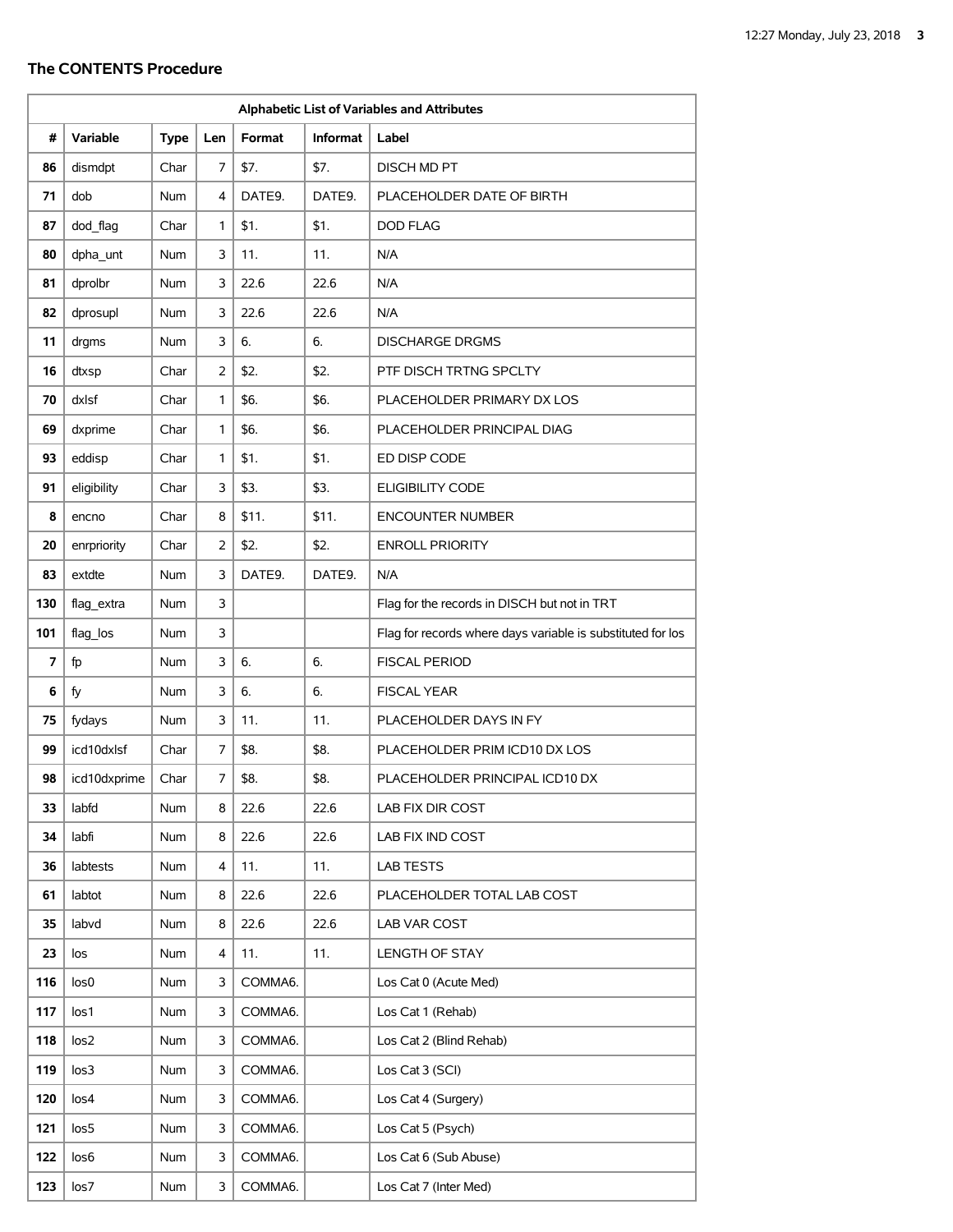## The CONTENTS Procedure

| Alphabetic List of Variables and Attributes | | | | | | |
|---|---|---|---|---|---|---|
| # | Variable | Type | Len | Format | Informat | Label |
| 86 | dismdpt | Char | 7 | $7. | $7. | DISCH MD PT |
| 71 | dob | Num | 4 | DATE9. | DATE9. | PLACEHOLDER DATE OF BIRTH |
| 87 | dod_flag | Char | 1 | $1. | $1. | DOD FLAG |
| 80 | dpha_unt | Num | 3 | 11. | 11. | N/A |
| 81 | dprolbr | Num | 3 | 22.6 | 22.6 | N/A |
| 82 | dprosupl | Num | 3 | 22.6 | 22.6 | N/A |
| 11 | drgms | Num | 3 | 6. | 6. | DISCHARGE DRGMS |
| 16 | dtxsp | Char | 2 | $2. | $2. | PTF DISCH TRTNG SPCLTY |
| 70 | dxlsf | Char | 1 | $6. | $6. | PLACEHOLDER PRIMARY DX LOS |
| 69 | dxprime | Char | 1 | $6. | $6. | PLACEHOLDER PRINCIPAL DIAG |
| 93 | eddisp | Char | 1 | $1. | $1. | ED DISP CODE |
| 91 | eligibility | Char | 3 | $3. | $3. | ELIGIBILITY CODE |
| 8 | encno | Char | 8 | $11. | $11. | ENCOUNTER NUMBER |
| 20 | enrpriority | Char | 2 | $2. | $2. | ENROLL PRIORITY |
| 83 | extdte | Num | 3 | DATE9. | DATE9. | N/A |
| 130 | flag_extra | Num | 3 | | | Flag for the records in DISCH but not in TRT |
| 101 | flag_los | Num | 3 | | | Flag for records where days variable is substituted for los |
| 7 | fp | Num | 3 | 6. | 6. | FISCAL PERIOD |
| 6 | fy | Num | 3 | 6. | 6. | FISCAL YEAR |
| 75 | fydays | Num | 3 | 11. | 11. | PLACEHOLDER DAYS IN FY |
| 99 | icd10dxlsf | Char | 7 | $8. | $8. | PLACEHOLDER PRIM ICD10 DX LOS |
| 98 | icd10dxprime | Char | 7 | $8. | $8. | PLACEHOLDER PRINCIPAL ICD10 DX |
| 33 | labfd | Num | 8 | 22.6 | 22.6 | LAB FIX DIR COST |
| 34 | labfi | Num | 8 | 22.6 | 22.6 | LAB FIX IND COST |
| 36 | labtests | Num | 4 | 11. | 11. | LAB TESTS |
| 61 | labtot | Num | 8 | 22.6 | 22.6 | PLACEHOLDER TOTAL LAB COST |
| 35 | labvd | Num | 8 | 22.6 | 22.6 | LAB VAR COST |
| 23 | los | Num | 4 | 11. | 11. | LENGTH OF STAY |
| 116 | los0 | Num | 3 | COMMA6. | | Los Cat 0 (Acute Med) |
| 117 | los1 | Num | 3 | COMMA6. | | Los Cat 1 (Rehab) |
| 118 | los2 | Num | 3 | COMMA6. | | Los Cat 2 (Blind Rehab) |
| 119 | los3 | Num | 3 | COMMA6. | | Los Cat 3 (SCI) |
| 120 | los4 | Num | 3 | COMMA6. | | Los Cat 4 (Surgery) |
| 121 | los5 | Num | 3 | COMMA6. | | Los Cat 5 (Psych) |
| 122 | los6 | Num | 3 | COMMA6. | | Los Cat 6 (Sub Abuse) |
| 123 | los7 | Num | 3 | COMMA6. | | Los Cat 7 (Inter Med) |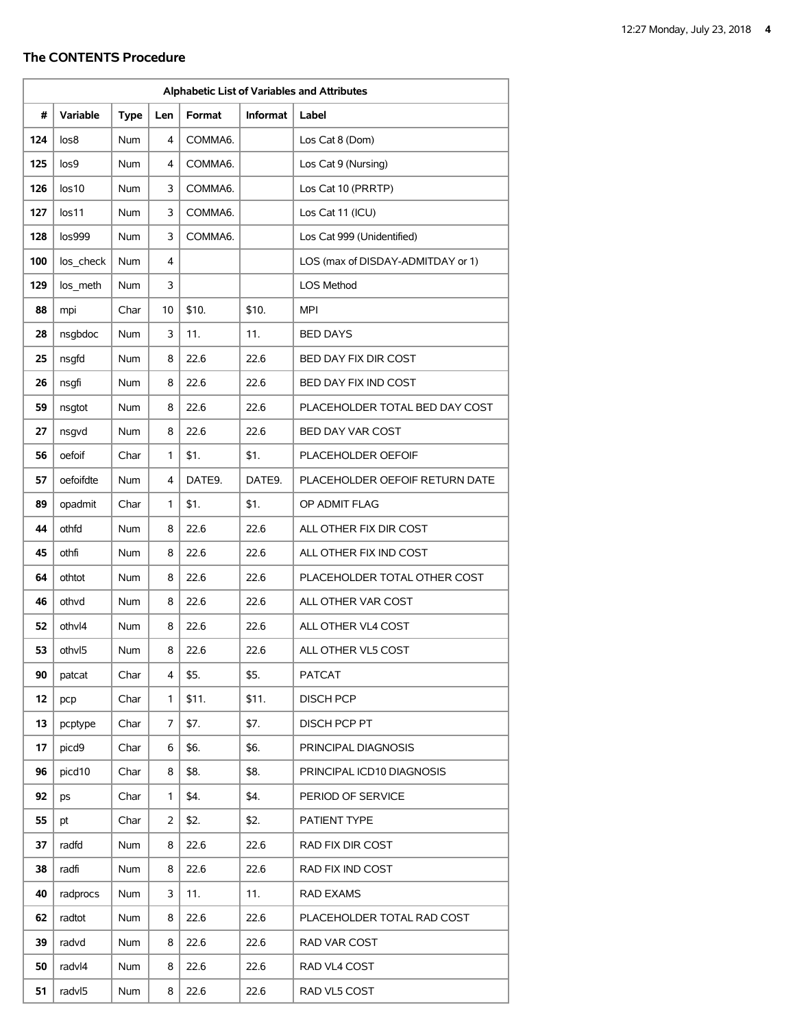## The CONTENTS Procedure

| Alphabetic List of Variables and Attributes | | | | | | |
|---|---|---|---|---|---|---|
| # | Variable | Type | Len | Format | Informat | Label |
| 124 | los8 | Num | 4 | COMMA6. | | Los Cat 8 (Dom) |
| 125 | los9 | Num | 4 | COMMA6. | | Los Cat 9 (Nursing) |
| 126 | los10 | Num | 3 | COMMA6. | | Los Cat 10 (PRRTP) |
| 127 | los11 | Num | 3 | COMMA6. | | Los Cat 11 (ICU) |
| 128 | los999 | Num | 3 | COMMA6. | | Los Cat 999 (Unidentified) |
| 100 | los_check | Num | 4 | | | LOS (max of DISDAY-ADMITDAY or 1) |
| 129 | los_meth | Num | 3 | | | LOS Method |
| 88 | mpi | Char | 10 | $10. | $10. | MPI |
| 28 | nsgbdoc | Num | 3 | 11. | 11. | BED DAYS |
| 25 | nsgfd | Num | 8 | 22.6 | 22.6 | BED DAY FIX DIR COST |
| 26 | nsgfi | Num | 8 | 22.6 | 22.6 | BED DAY FIX IND COST |
| 59 | nsgtot | Num | 8 | 22.6 | 22.6 | PLACEHOLDER TOTAL BED DAY COST |
| 27 | nsgvd | Num | 8 | 22.6 | 22.6 | BED DAY VAR COST |
| 56 | oefoif | Char | 1 | $1. | $1. | PLACEHOLDER OEFOIF |
| 57 | oefoifdte | Num | 4 | DATE9. | DATE9. | PLACEHOLDER OEFOIF RETURN DATE |
| 89 | opadmit | Char | 1 | $1. | $1. | OP ADMIT FLAG |
| 44 | othfd | Num | 8 | 22.6 | 22.6 | ALL OTHER FIX DIR COST |
| 45 | othfi | Num | 8 | 22.6 | 22.6 | ALL OTHER FIX IND COST |
| 64 | othtot | Num | 8 | 22.6 | 22.6 | PLACEHOLDER TOTAL OTHER COST |
| 46 | othvd | Num | 8 | 22.6 | 22.6 | ALL OTHER VAR COST |
| 52 | othvl4 | Num | 8 | 22.6 | 22.6 | ALL OTHER VL4 COST |
| 53 | othvl5 | Num | 8 | 22.6 | 22.6 | ALL OTHER VL5 COST |
| 90 | patcat | Char | 4 | $5. | $5. | PATCAT |
| 12 | pcp | Char | 1 | $11. | $11. | DISCH PCP |
| 13 | pcptype | Char | 7 | $7. | $7. | DISCH PCP PT |
| 17 | picd9 | Char | 6 | $6. | $6. | PRINCIPAL DIAGNOSIS |
| 96 | picd10 | Char | 8 | $8. | $8. | PRINCIPAL ICD10 DIAGNOSIS |
| 92 | ps | Char | 1 | $4. | $4. | PERIOD OF SERVICE |
| 55 | pt | Char | 2 | $2. | $2. | PATIENT TYPE |
| 37 | radfd | Num | 8 | 22.6 | 22.6 | RAD FIX DIR COST |
| 38 | radfi | Num | 8 | 22.6 | 22.6 | RAD FIX IND COST |
| 40 | radprocs | Num | 3 | 11. | 11. | RAD EXAMS |
| 62 | radtot | Num | 8 | 22.6 | 22.6 | PLACEHOLDER TOTAL RAD COST |
| 39 | radvd | Num | 8 | 22.6 | 22.6 | RAD VAR COST |
| 50 | radvl4 | Num | 8 | 22.6 | 22.6 | RAD VL4 COST |
| 51 | radvl5 | Num | 8 | 22.6 | 22.6 | RAD VL5 COST |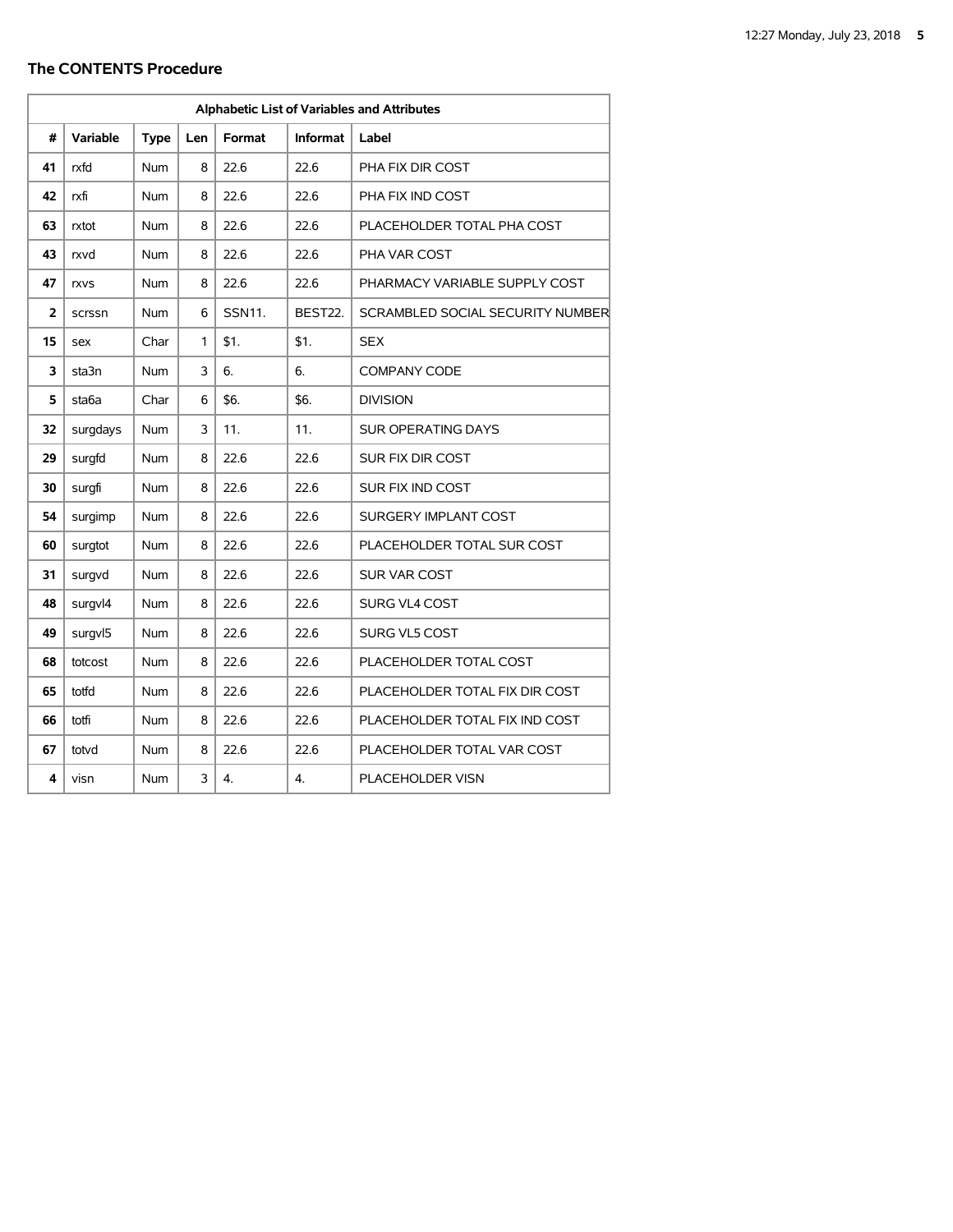## The CONTENTS Procedure

| Alphabetic List of Variables and Attributes | | | | | | |
|---|---|---|---|---|---|---|
| # | Variable | Type | Len | Format | Informat | Label |
| 41 | rxfd | Num | 8 | 22.6 | 22.6 | PHA FIX DIR COST |
| 42 | rxfi | Num | 8 | 22.6 | 22.6 | PHA FIX IND COST |
| 63 | rxtot | Num | 8 | 22.6 | 22.6 | PLACEHOLDER TOTAL PHA COST |
| 43 | rxvd | Num | 8 | 22.6 | 22.6 | PHA VAR COST |
| 47 | rxvs | Num | 8 | 22.6 | 22.6 | PHARMACY VARIABLE SUPPLY COST |
| 2 | scrssn | Num | 6 | SSN11. | BEST22. | SCRAMBLED SOCIAL SECURITY NUMBER |
| 15 | sex | Char | 1 | $1. | $1. | SEX |
| 3 | sta3n | Num | 3 | 6. | 6. | COMPANY CODE |
| 5 | sta6a | Char | 6 | $6. | $6. | DIVISION |
| 32 | surgdays | Num | 3 | 11. | 11. | SUR OPERATING DAYS |
| 29 | surgfd | Num | 8 | 22.6 | 22.6 | SUR FIX DIR COST |
| 30 | surgfi | Num | 8 | 22.6 | 22.6 | SUR FIX IND COST |
| 54 | surgimp | Num | 8 | 22.6 | 22.6 | SURGERY IMPLANT COST |
| 60 | surgtot | Num | 8 | 22.6 | 22.6 | PLACEHOLDER TOTAL SUR COST |
| 31 | surgvd | Num | 8 | 22.6 | 22.6 | SUR VAR COST |
| 48 | surgvl4 | Num | 8 | 22.6 | 22.6 | SURG VL4 COST |
| 49 | surgvl5 | Num | 8 | 22.6 | 22.6 | SURG VL5 COST |
| 68 | totcost | Num | 8 | 22.6 | 22.6 | PLACEHOLDER TOTAL COST |
| 65 | totfd | Num | 8 | 22.6 | 22.6 | PLACEHOLDER TOTAL FIX DIR COST |
| 66 | totfi | Num | 8 | 22.6 | 22.6 | PLACEHOLDER TOTAL FIX IND COST |
| 67 | totvd | Num | 8 | 22.6 | 22.6 | PLACEHOLDER TOTAL VAR COST |
| 4 | visn | Num | 3 | 4. | 4. | PLACEHOLDER VISN |